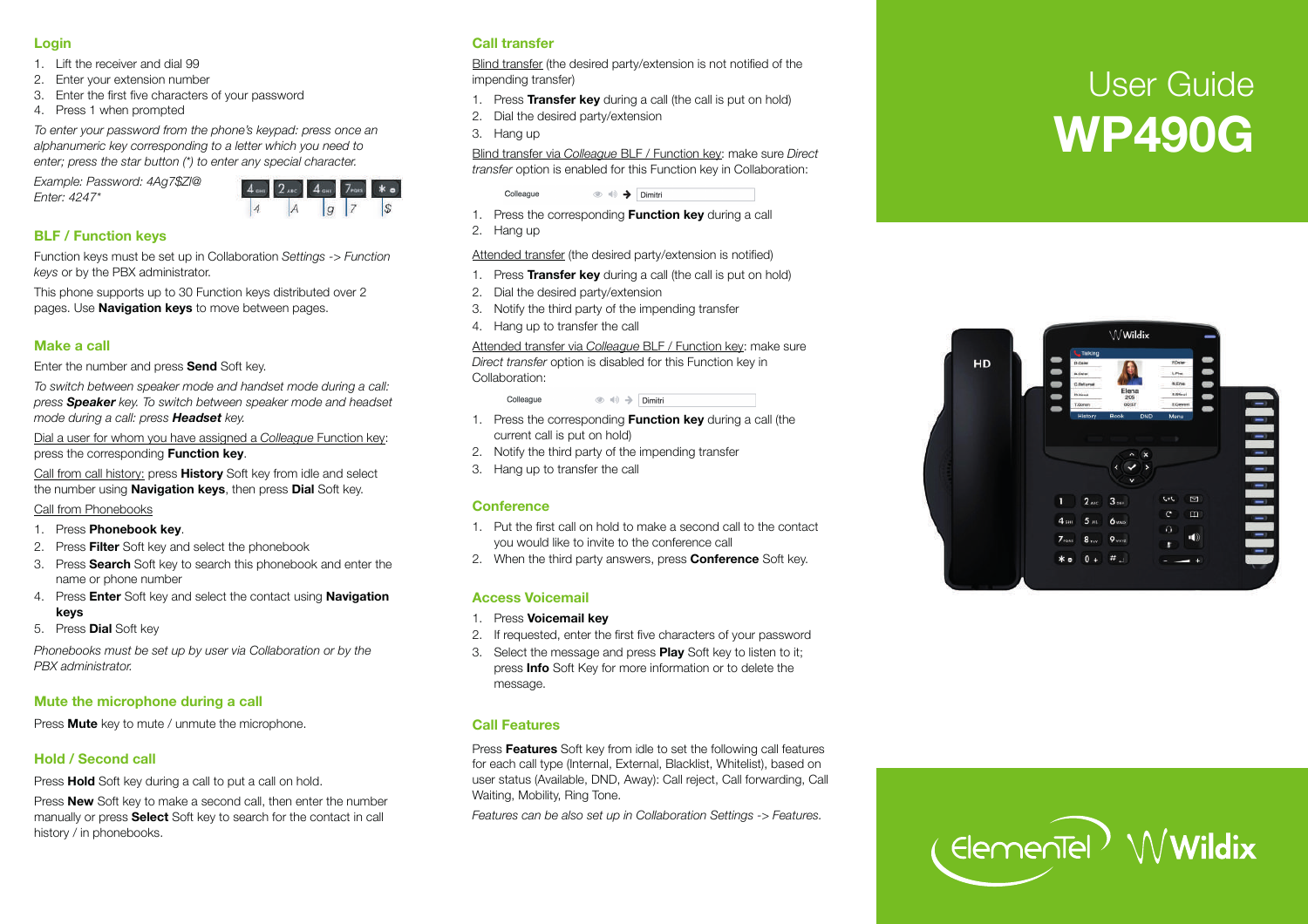# User Guide
# WP490G

## Login

1. Lift the receiver and dial 99
2. Enter your extension number
3. Enter the first five characters of your password
4. Press 1 when prompted

*To enter your password from the phone's keypad: press once an alphanumeric key corresponding to a letter which you need to enter; press the star button (*) to enter any special character.*

*Example: Password: 4Ag7$Zl@*
*Enter: 4247**

| 4 | 2 | 4 | 7 | * |
|---|---|---|---|---|
| 4 | A | g | 7 | $ |

## BLF / Function keys

Function keys must be set up in Collaboration *Settings -> Function keys* or by the PBX administrator.

This phone supports up to 30 Function keys distributed over 2 pages. Use **Navigation keys** to move between pages.

## Make a call

Enter the number and press **Send** Soft key.

*To switch between speaker mode and handset mode during a call: press **Speaker** key. To switch between speaker mode and headset mode during a call: press **Headset** key.*

Dial a user for whom you have assigned a *Colleague* Function key: press the corresponding **Function key**.

Call from call history: press **History** Soft key from idle and select the number using **Navigation keys**, then press **Dial** Soft key.

Call from Phonebooks

1. Press **Phonebook key**.
2. Press **Filter** Soft key and select the phonebook
3. Press **Search** Soft key to search this phonebook and enter the name or phone number
4. Press **Enter** Soft key and select the contact using **Navigation keys**
5. Press **Dial** Soft key

*Phonebooks must be set up by user via Collaboration or by the PBX administrator.*

## Mute the microphone during a call

Press **Mute** key to mute / unmute the microphone.

## Hold / Second call

Press **Hold** Soft key during a call to put a call on hold.

Press **New** Soft key to make a second call, then enter the number manually or press **Select** Soft key to search for the contact in call history / in phonebooks.

## Call transfer

Blind transfer (the desired party/extension is not notified of the impending transfer)

1. Press **Transfer key** during a call (the call is put on hold)
2. Dial the desired party/extension
3. Hang up

Blind transfer via *Colleague* BLF / Function key: make sure *Direct transfer* option is enabled for this Function key in Collaboration:

Colleague → Dimitri

1. Press the corresponding **Function key** during a call
2. Hang up

Attended transfer (the desired party/extension is notified)

1. Press **Transfer key** during a call (the call is put on hold)
2. Dial the desired party/extension
3. Notify the third party of the impending transfer
4. Hang up to transfer the call

Attended transfer via *Colleague* BLF / Function key: make sure *Direct transfer* option is disabled for this Function key in Collaboration:

Colleague → Dimitri

1. Press the corresponding **Function key** during a call (the current call is put on hold)
2. Notify the third party of the impending transfer
3. Hang up to transfer the call

## Conference

1. Put the first call on hold to make a second call to the contact you would like to invite to the conference call
2. When the third party answers, press **Conference** Soft key.

## Access Voicemail

1. Press **Voicemail key**
2. If requested, enter the first five characters of your password
3. Select the message and press **Play** Soft key to listen to it; press **Info** Soft Key for more information or to delete the message.

## Call Features

Press **Features** Soft key from idle to set the following call features for each call type (Internal, External, Blacklist, Whitelist), based on user status (Available, DND, Away): Call reject, Call forwarding, Call Waiting, Mobility, Ring Tone.

*Features can be also set up in Collaboration Settings -> Features.*

ElemenTel Wildix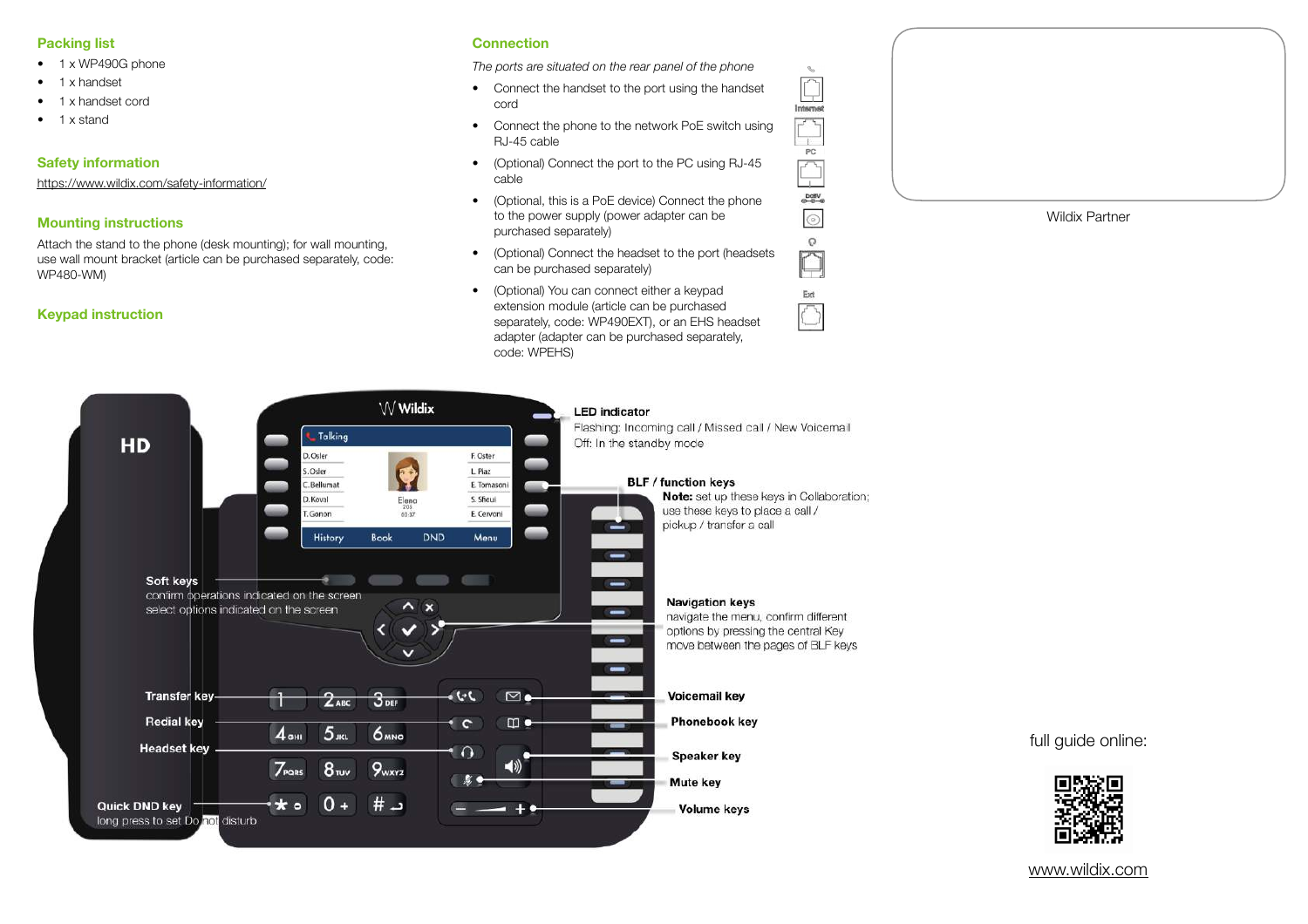## Packing list

- 1 x WP490G phone
- 1 x handset
- 1 x handset cord
- 1 x stand

## Safety information

https://www.wildix.com/safety-information/

## Mounting instructions

Attach the stand to the phone (desk mounting); for wall mounting, use wall mount bracket (article can be purchased separately, code: WP480-WM)

## Keypad instruction

## Connection

*The ports are situated on the rear panel of the phone*

- Connect the handset to the port using the handset cord
- Connect the phone to the network PoE switch using RJ-45 cable
- (Optional) Connect the port to the PC using RJ-45 cable
- (Optional, this is a PoE device) Connect the phone to the power supply (power adapter can be purchased separately)
- (Optional) Connect the headset to the port (headsets can be purchased separately)
- (Optional) You can connect either a keypad extension module (article can be purchased separately, code: WP490EXT), or an EHS headset adapter (adapter can be purchased separately, code: WPEHS)

Internet

PC

DC5V

Ext

**LED indicator**
Flashing: Incoming call / Missed call / New Voicemail
Off: In the standby mode

**BLF / function keys**
**Note:** set up these keys in Collaboration; use these keys to place a call / pickup / transfer a call

**Soft keys**
confirm operations indicated on the screen
select options indicated on the screen

**Navigation keys**
navigate the menu, confirm different options by pressing the central Key
move between the pages of BLF keys

**Transfer key**

**Redial key**

**Headset key**

**Quick DND key**
long press to set Do not disturb

**Voicemail key**

**Phonebook key**

**Speaker key**

**Mute key**

**Volume keys**

Wildix Partner

full guide online:

www.wildix.com